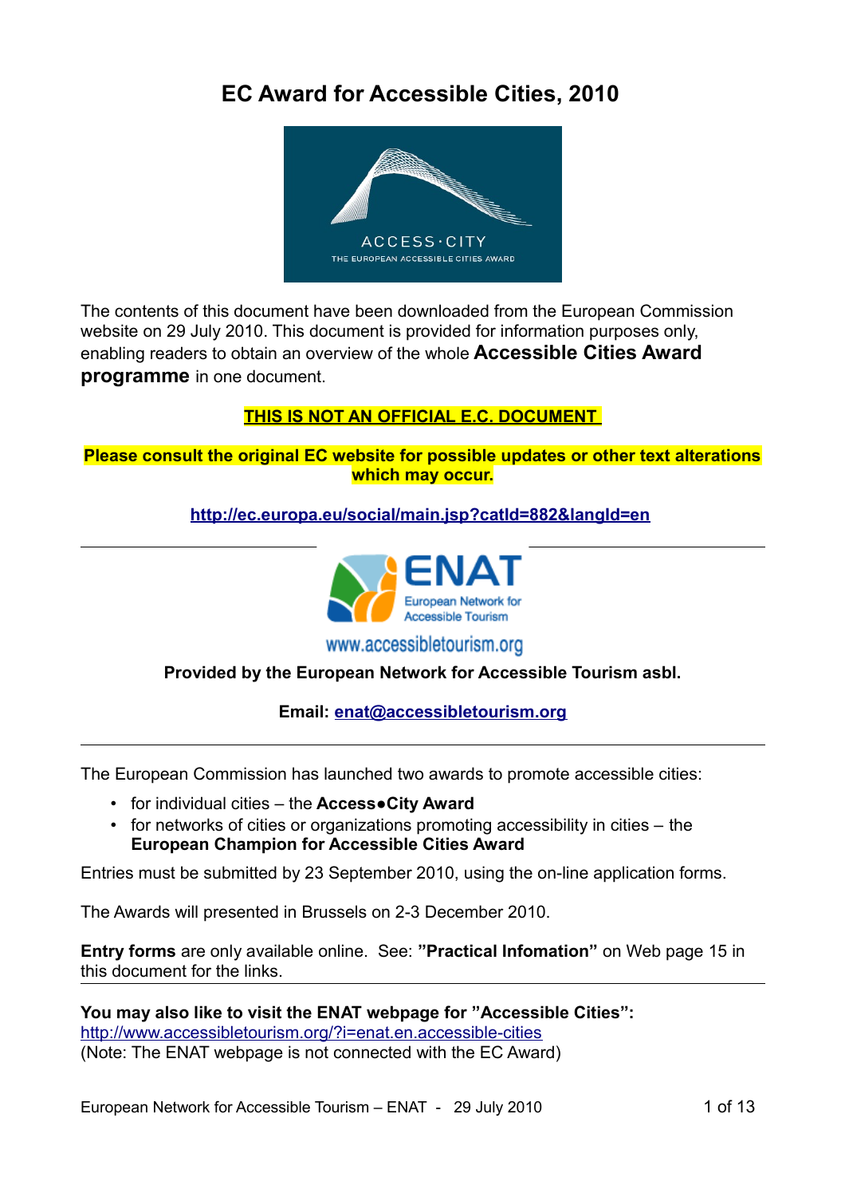# EC Award for Accessible Cities, 2010

The contents of this document have been downloaded from the European Commission website on 29 July 2010. This document is provided for information purposes only, enabling readers to obtain an overview of the whole **Accessible Cities Award programme** in one document.

**THIS IS NOT AN OFFICIAL E.C. DOCUMENT**

**Please consult the original EC website for possible updates or other text alterations which may occur.**

**http://ec.europa.eu/social/main.jsp?catId=882&langId=en**

---

www.accessibletourism.org

**Provided by the European Network for Accessible Tourism asbl.**

**Email: enat@accessibletourism.org**

---

The European Commission has launched two awards to promote accessible cities:

- for individual cities – the **Access●City Award**
- for networks of cities or organizations promoting accessibility in cities – the **European Champion for Accessible Cities Award**

Entries must be submitted by 23 September 2010, using the on-line application forms.

The Awards will presented in Brussels on 2-3 December 2010.

**Entry forms** are only available online. See: **"Practical Infomation"** on Web page 15 in this document for the links.

---

**You may also like to visit the ENAT webpage for "Accessible Cities":**
http://www.accessibletourism.org/?i=enat.en.accessible-cities
(Note: The ENAT webpage is not connected with the EC Award)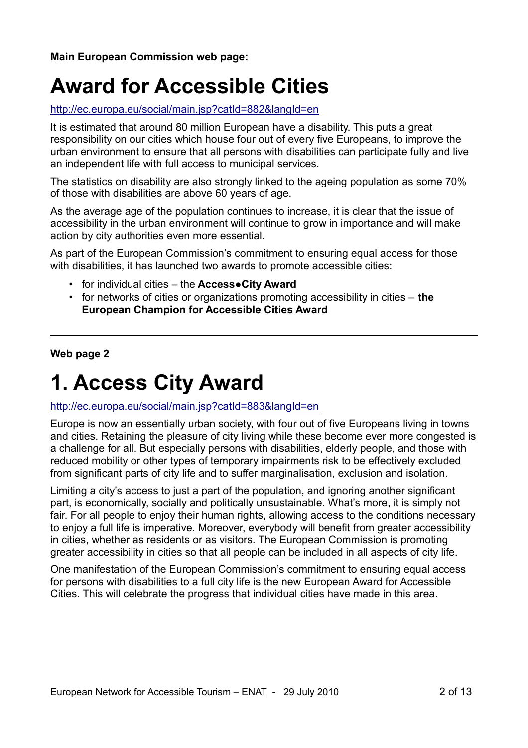**Main European Commission web page:**

# Award for Accessible Cities

http://ec.europa.eu/social/main.jsp?catId=882&langId=en

It is estimated that around 80 million European have a disability. This puts a great responsibility on our cities which house four out of every five Europeans, to improve the urban environment to ensure that all persons with disabilities can participate fully and live an independent life with full access to municipal services.

The statistics on disability are also strongly linked to the ageing population as some 70% of those with disabilities are above 60 years of age.

As the average age of the population continues to increase, it is clear that the issue of accessibility in the urban environment will continue to grow in importance and will make action by city authorities even more essential.

As part of the European Commission's commitment to ensuring equal access for those with disabilities, it has launched two awards to promote accessible cities:

- for individual cities – the **Access●City Award**
- for networks of cities or organizations promoting accessibility in cities – **the European Champion for Accessible Cities Award**

---

**Web page 2**

# 1. Access City Award

http://ec.europa.eu/social/main.jsp?catId=883&langId=en

Europe is now an essentially urban society, with four out of five Europeans living in towns and cities. Retaining the pleasure of city living while these become ever more congested is a challenge for all. But especially persons with disabilities, elderly people, and those with reduced mobility or other types of temporary impairments risk to be effectively excluded from significant parts of city life and to suffer marginalisation, exclusion and isolation.

Limiting a city's access to just a part of the population, and ignoring another significant part, is economically, socially and politically unsustainable. What's more, it is simply not fair. For all people to enjoy their human rights, allowing access to the conditions necessary to enjoy a full life is imperative. Moreover, everybody will benefit from greater accessibility in cities, whether as residents or as visitors. The European Commission is promoting greater accessibility in cities so that all people can be included in all aspects of city life.

One manifestation of the European Commission's commitment to ensuring equal access for persons with disabilities to a full city life is the new European Award for Accessible Cities. This will celebrate the progress that individual cities have made in this area.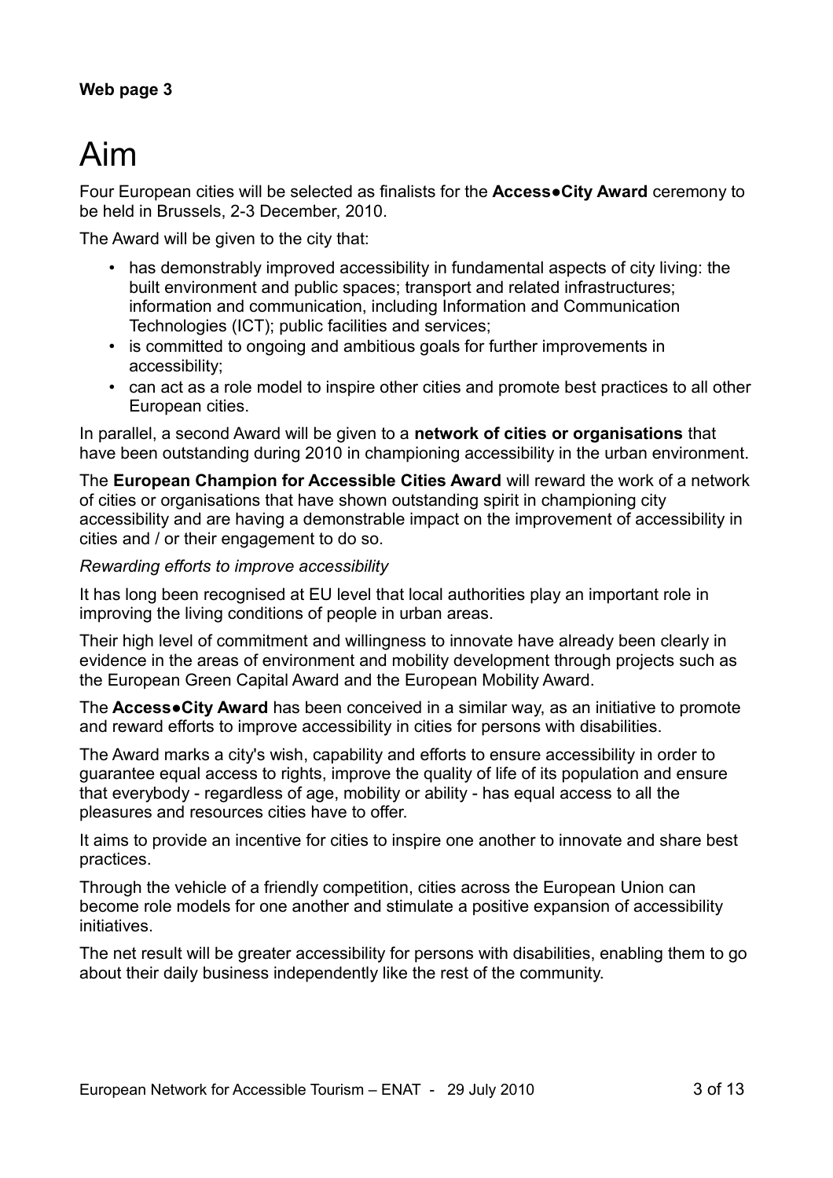**Web page 3**

# Aim

Four European cities will be selected as finalists for the **Access●City Award** ceremony to be held in Brussels, 2-3 December, 2010.

The Award will be given to the city that:

- has demonstrably improved accessibility in fundamental aspects of city living: the built environment and public spaces; transport and related infrastructures; information and communication, including Information and Communication Technologies (ICT); public facilities and services;
- is committed to ongoing and ambitious goals for further improvements in accessibility;
- can act as a role model to inspire other cities and promote best practices to all other European cities.

In parallel, a second Award will be given to a **network of cities or organisations** that have been outstanding during 2010 in championing accessibility in the urban environment.

The **European Champion for Accessible Cities Award** will reward the work of a network of cities or organisations that have shown outstanding spirit in championing city accessibility and are having a demonstrable impact on the improvement of accessibility in cities and / or their engagement to do so.

*Rewarding efforts to improve accessibility*

It has long been recognised at EU level that local authorities play an important role in improving the living conditions of people in urban areas.

Their high level of commitment and willingness to innovate have already been clearly in evidence in the areas of environment and mobility development through projects such as the European Green Capital Award and the European Mobility Award.

The **Access●City Award** has been conceived in a similar way, as an initiative to promote and reward efforts to improve accessibility in cities for persons with disabilities.

The Award marks a city's wish, capability and efforts to ensure accessibility in order to guarantee equal access to rights, improve the quality of life of its population and ensure that everybody - regardless of age, mobility or ability - has equal access to all the pleasures and resources cities have to offer.

It aims to provide an incentive for cities to inspire one another to innovate and share best practices.

Through the vehicle of a friendly competition, cities across the European Union can become role models for one another and stimulate a positive expansion of accessibility initiatives.

The net result will be greater accessibility for persons with disabilities, enabling them to go about their daily business independently like the rest of the community.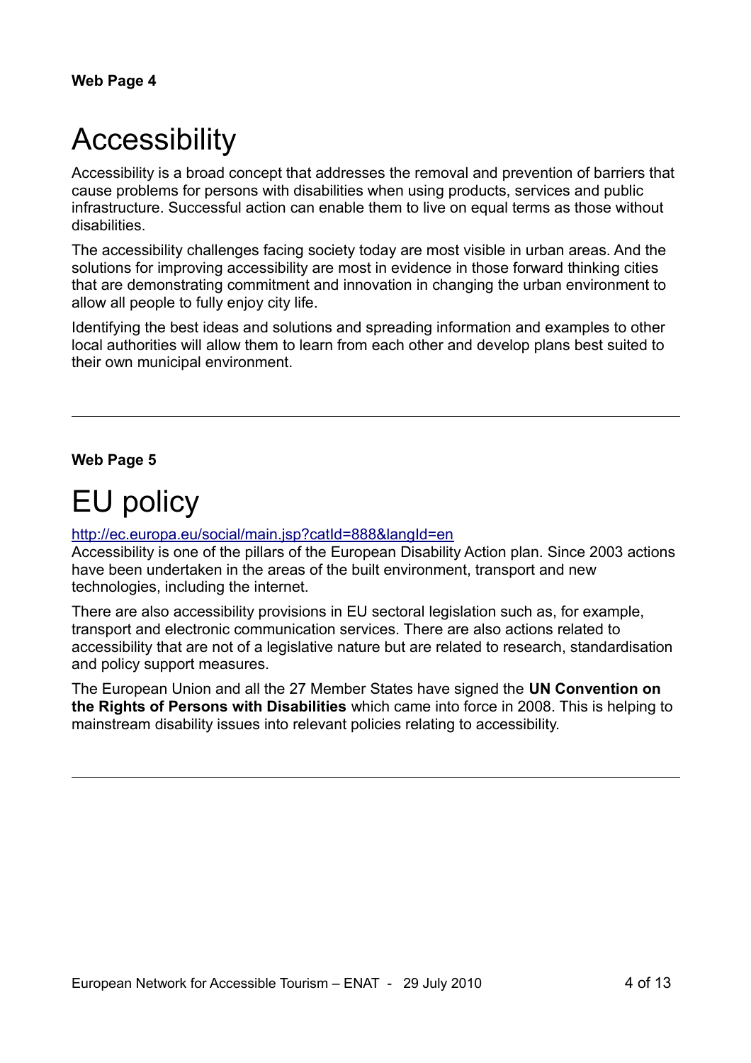**Web Page 4**

# Accessibility

Accessibility is a broad concept that addresses the removal and prevention of barriers that cause problems for persons with disabilities when using products, services and public infrastructure. Successful action can enable them to live on equal terms as those without disabilities.

The accessibility challenges facing society today are most visible in urban areas. And the solutions for improving accessibility are most in evidence in those forward thinking cities that are demonstrating commitment and innovation in changing the urban environment to allow all people to fully enjoy city life.

Identifying the best ideas and solutions and spreading information and examples to other local authorities will allow them to learn from each other and develop plans best suited to their own municipal environment.

---

**Web Page 5**

# EU policy

http://ec.europa.eu/social/main.jsp?catId=888&langId=en

Accessibility is one of the pillars of the European Disability Action plan. Since 2003 actions have been undertaken in the areas of the built environment, transport and new technologies, including the internet.

There are also accessibility provisions in EU sectoral legislation such as, for example, transport and electronic communication services. There are also actions related to accessibility that are not of a legislative nature but are related to research, standardisation and policy support measures.

The European Union and all the 27 Member States have signed the **UN Convention on the Rights of Persons with Disabilities** which came into force in 2008. This is helping to mainstream disability issues into relevant policies relating to accessibility.

---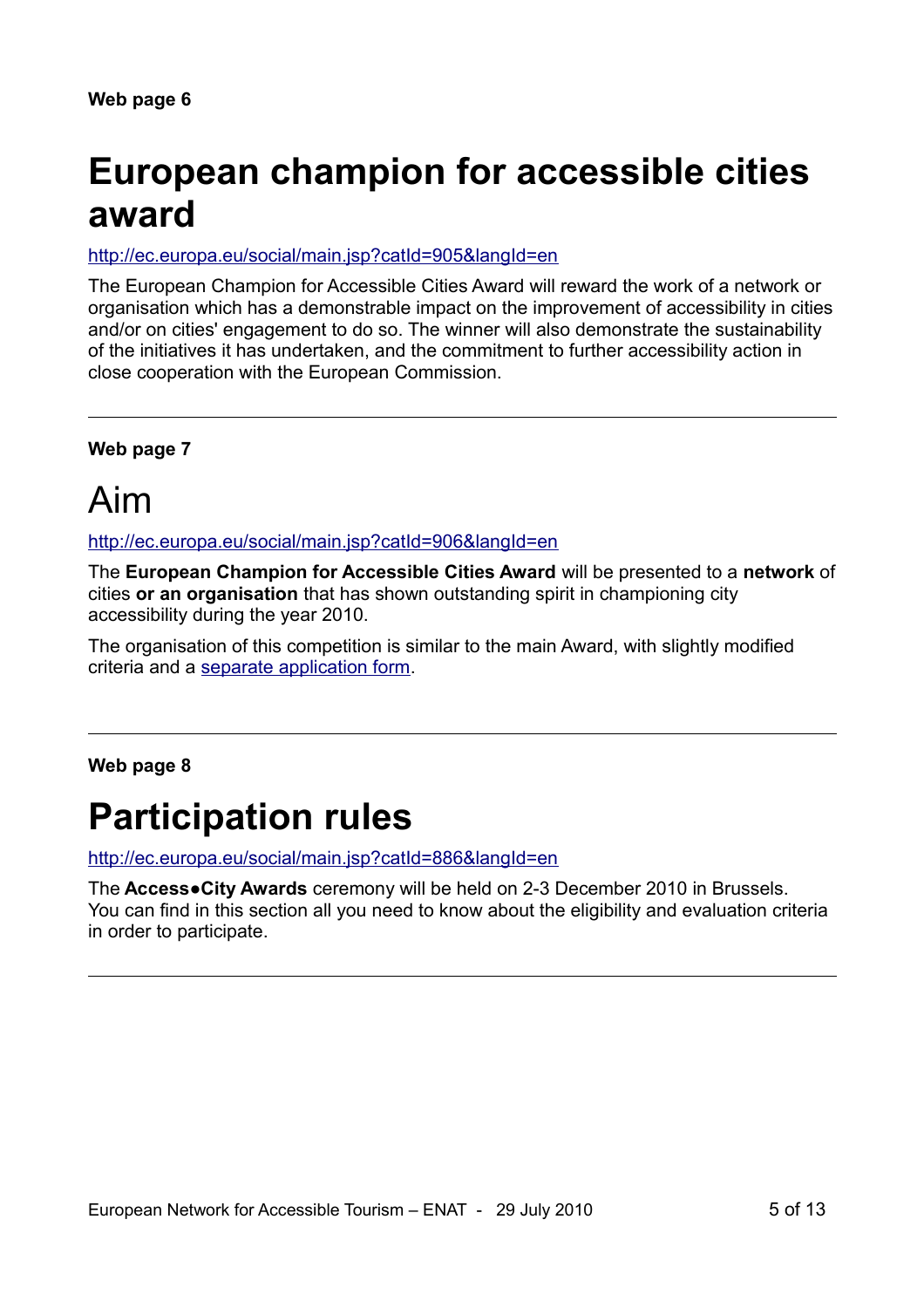**Web page 6**

# European champion for accessible cities award

http://ec.europa.eu/social/main.jsp?catId=905&langId=en

The European Champion for Accessible Cities Award will reward the work of a network or organisation which has a demonstrable impact on the improvement of accessibility in cities and/or on cities' engagement to do so. The winner will also demonstrate the sustainability of the initiatives it has undertaken, and the commitment to further accessibility action in close cooperation with the European Commission.

---

**Web page 7**

# Aim

http://ec.europa.eu/social/main.jsp?catId=906&langId=en

The **European Champion for Accessible Cities Award** will be presented to a **network** of cities **or an organisation** that has shown outstanding spirit in championing city accessibility during the year 2010.

The organisation of this competition is similar to the main Award, with slightly modified criteria and a separate application form.

---

**Web page 8**

# Participation rules

http://ec.europa.eu/social/main.jsp?catId=886&langId=en

The **Access●City Awards** ceremony will be held on 2-3 December 2010 in Brussels. You can find in this section all you need to know about the eligibility and evaluation criteria in order to participate.

---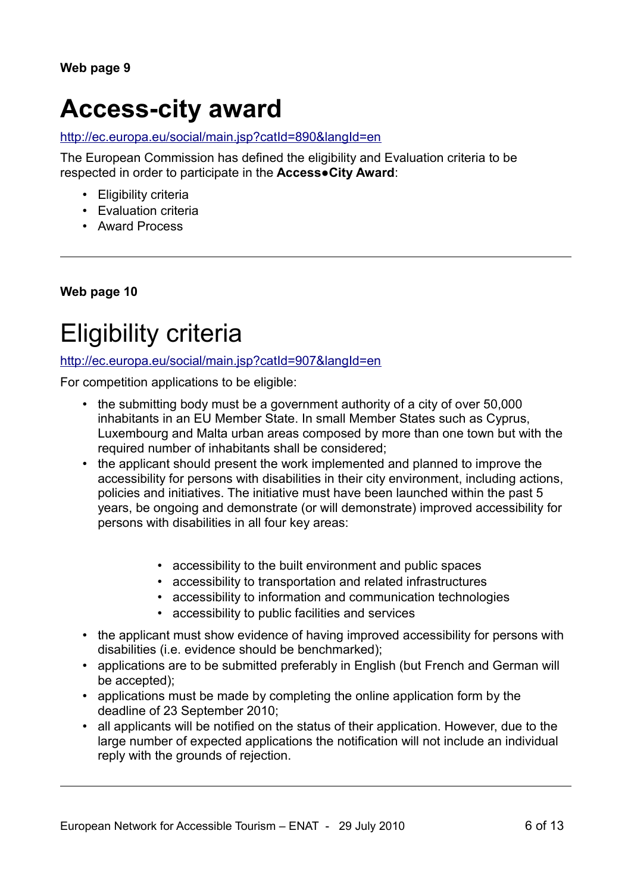**Web page 9**

# Access-city award

http://ec.europa.eu/social/main.jsp?catId=890&langId=en

The European Commission has defined the eligibility and Evaluation criteria to be respected in order to participate in the **Access●City Award**:

- Eligibility criteria
- Evaluation criteria
- Award Process

---

**Web page 10**

# Eligibility criteria

http://ec.europa.eu/social/main.jsp?catId=907&langId=en

For competition applications to be eligible:

- the submitting body must be a government authority of a city of over 50,000 inhabitants in an EU Member State. In small Member States such as Cyprus, Luxembourg and Malta urban areas composed by more than one town but with the required number of inhabitants shall be considered;
- the applicant should present the work implemented and planned to improve the accessibility for persons with disabilities in their city environment, including actions, policies and initiatives. The initiative must have been launched within the past 5 years, be ongoing and demonstrate (or will demonstrate) improved accessibility for persons with disabilities in all four key areas:
    - accessibility to the built environment and public spaces
    - accessibility to transportation and related infrastructures
    - accessibility to information and communication technologies
    - accessibility to public facilities and services
- the applicant must show evidence of having improved accessibility for persons with disabilities (i.e. evidence should be benchmarked);
- applications are to be submitted preferably in English (but French and German will be accepted);
- applications must be made by completing the online application form by the deadline of 23 September 2010;
- all applicants will be notified on the status of their application. However, due to the large number of expected applications the notification will not include an individual reply with the grounds of rejection.

---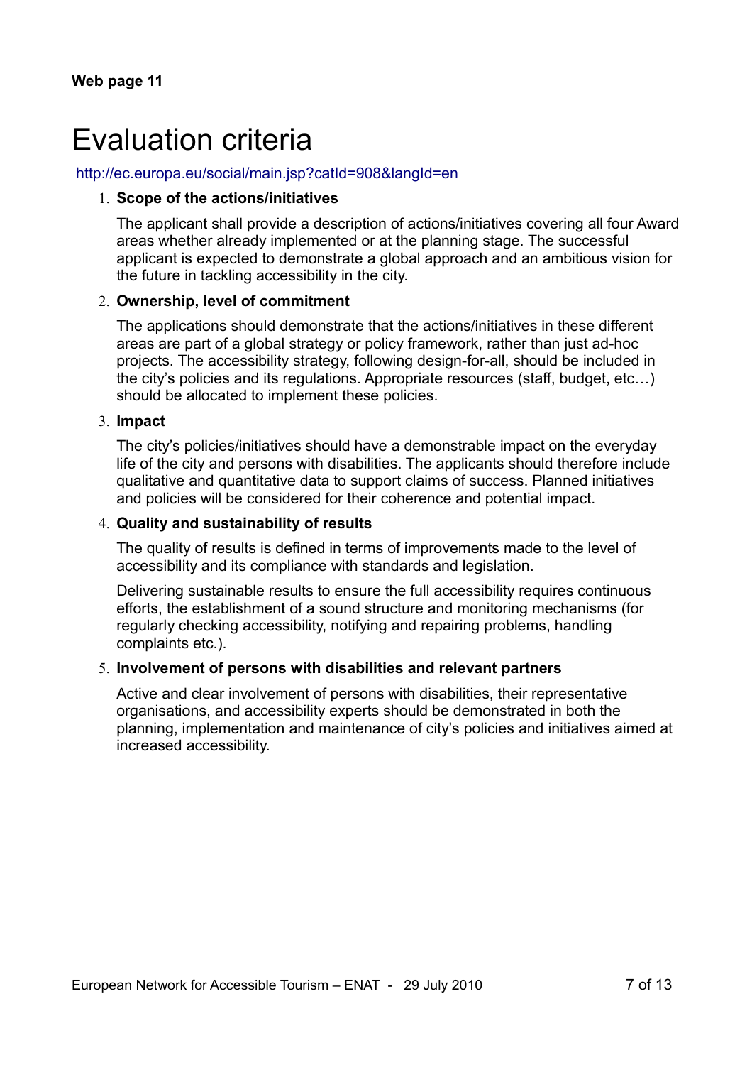**Web page 11**

# Evaluation criteria

http://ec.europa.eu/social/main.jsp?catId=908&langId=en

1. **Scope of the actions/initiatives**

   The applicant shall provide a description of actions/initiatives covering all four Award areas whether already implemented or at the planning stage. The successful applicant is expected to demonstrate a global approach and an ambitious vision for the future in tackling accessibility in the city.

2. **Ownership, level of commitment**

   The applications should demonstrate that the actions/initiatives in these different areas are part of a global strategy or policy framework, rather than just ad-hoc projects. The accessibility strategy, following design-for-all, should be included in the city's policies and its regulations. Appropriate resources (staff, budget, etc…) should be allocated to implement these policies.

3. **Impact**

   The city's policies/initiatives should have a demonstrable impact on the everyday life of the city and persons with disabilities. The applicants should therefore include qualitative and quantitative data to support claims of success. Planned initiatives and policies will be considered for their coherence and potential impact.

4. **Quality and sustainability of results**

   The quality of results is defined in terms of improvements made to the level of accessibility and its compliance with standards and legislation.

   Delivering sustainable results to ensure the full accessibility requires continuous efforts, the establishment of a sound structure and monitoring mechanisms (for regularly checking accessibility, notifying and repairing problems, handling complaints etc.).

5. **Involvement of persons with disabilities and relevant partners**

   Active and clear involvement of persons with disabilities, their representative organisations, and accessibility experts should be demonstrated in both the planning, implementation and maintenance of city's policies and initiatives aimed at increased accessibility.

---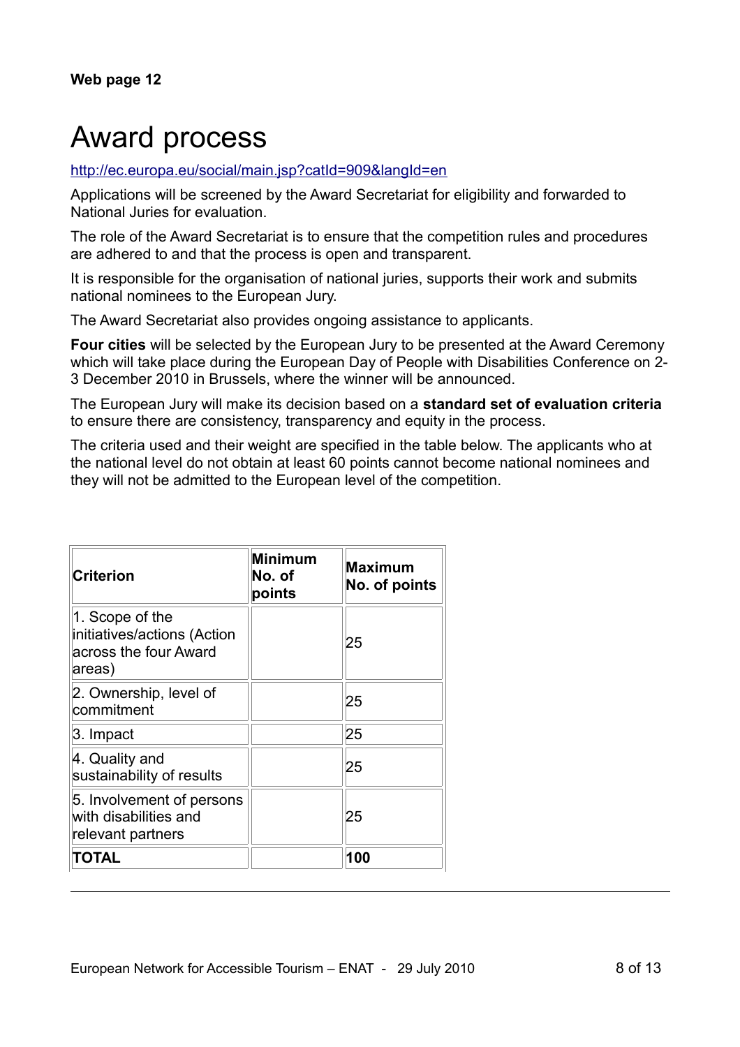**Web page 12**

# Award process

http://ec.europa.eu/social/main.jsp?catId=909&langId=en

Applications will be screened by the Award Secretariat for eligibility and forwarded to National Juries for evaluation.

The role of the Award Secretariat is to ensure that the competition rules and procedures are adhered to and that the process is open and transparent.

It is responsible for the organisation of national juries, supports their work and submits national nominees to the European Jury.

The Award Secretariat also provides ongoing assistance to applicants.

**Four cities** will be selected by the European Jury to be presented at the Award Ceremony which will take place during the European Day of People with Disabilities Conference on 2-3 December 2010 in Brussels, where the winner will be announced.

The European Jury will make its decision based on a **standard set of evaluation criteria** to ensure there are consistency, transparency and equity in the process.

The criteria used and their weight are specified in the table below. The applicants who at the national level do not obtain at least 60 points cannot become national nominees and they will not be admitted to the European level of the competition.

| Criterion | Minimum No. of points | Maximum No. of points |
|---|---|---|
| 1. Scope of the initiatives/actions (Action across the four Award areas) | | 25 |
| 2. Ownership, level of commitment | | 25 |
| 3. Impact | | 25 |
| 4. Quality and sustainability of results | | 25 |
| 5. Involvement of persons with disabilities and relevant partners | | 25 |
| **TOTAL** | | **100** |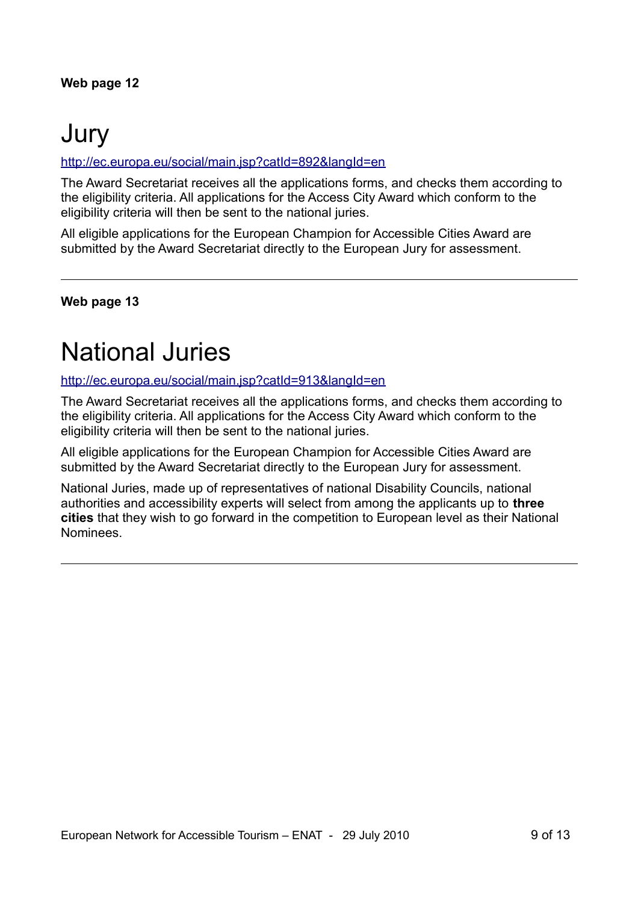**Web page 12**

# Jury

http://ec.europa.eu/social/main.jsp?catId=892&langId=en

The Award Secretariat receives all the applications forms, and checks them according to the eligibility criteria. All applications for the Access City Award which conform to the eligibility criteria will then be sent to the national juries.

All eligible applications for the European Champion for Accessible Cities Award are submitted by the Award Secretariat directly to the European Jury for assessment.

---

**Web page 13**

# National Juries

http://ec.europa.eu/social/main.jsp?catId=913&langId=en

The Award Secretariat receives all the applications forms, and checks them according to the eligibility criteria. All applications for the Access City Award which conform to the eligibility criteria will then be sent to the national juries.

All eligible applications for the European Champion for Accessible Cities Award are submitted by the Award Secretariat directly to the European Jury for assessment.

National Juries, made up of representatives of national Disability Councils, national authorities and accessibility experts will select from among the applicants up to **three cities** that they wish to go forward in the competition to European level as their National Nominees.

---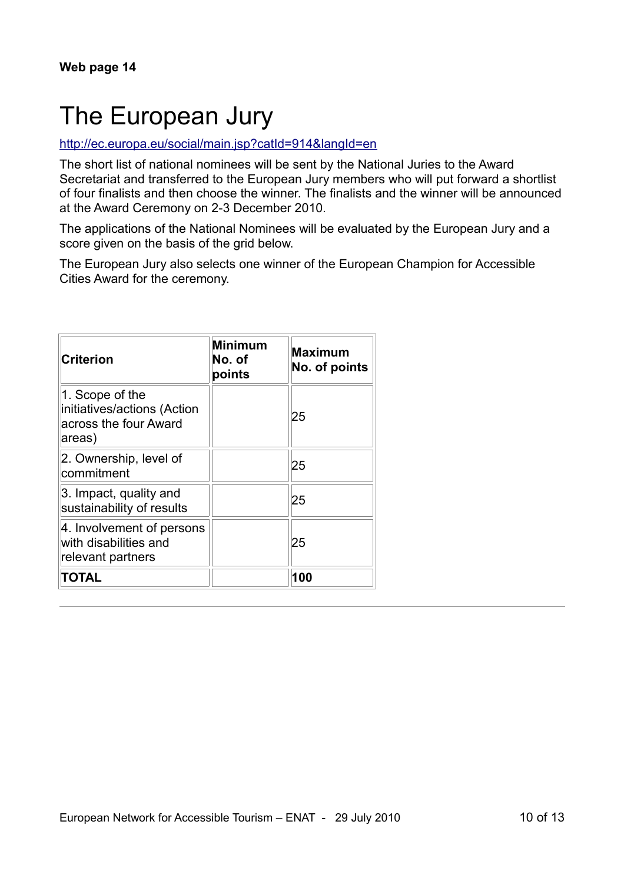**Web page 14**

# The European Jury

http://ec.europa.eu/social/main.jsp?catId=914&langId=en

The short list of national nominees will be sent by the National Juries to the Award Secretariat and transferred to the European Jury members who will put forward a shortlist of four finalists and then choose the winner. The finalists and the winner will be announced at the Award Ceremony on 2-3 December 2010.

The applications of the National Nominees will be evaluated by the European Jury and a score given on the basis of the grid below.

The European Jury also selects one winner of the European Champion for Accessible Cities Award for the ceremony.

| **Criterion** | **Minimum No. of points** | **Maximum No. of points** |
|---|---|---|
| 1. Scope of the initiatives/actions (Action across the four Award areas) | | 25 |
| 2. Ownership, level of commitment | | 25 |
| 3. Impact, quality and sustainability of results | | 25 |
| 4. Involvement of persons with disabilities and relevant partners | | 25 |
| **TOTAL** | | **100** |

---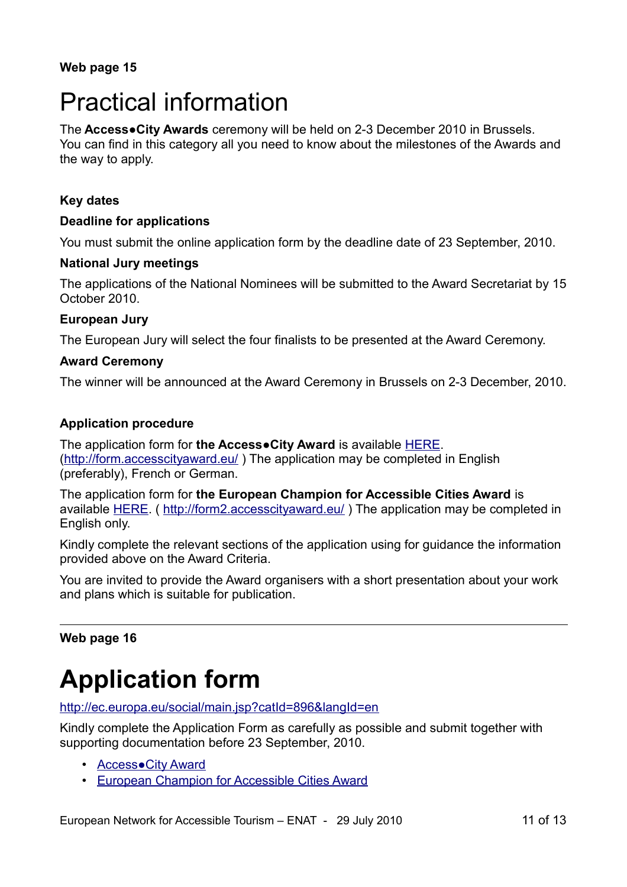**Web page 15**

# Practical information

The **Access●City Awards** ceremony will be held on 2-3 December 2010 in Brussels. You can find in this category all you need to know about the milestones of the Awards and the way to apply.

**Key dates**

**Deadline for applications**

You must submit the online application form by the deadline date of 23 September, 2010.

**National Jury meetings**

The applications of the National Nominees will be submitted to the Award Secretariat by 15 October 2010.

**European Jury**

The European Jury will select the four finalists to be presented at the Award Ceremony.

**Award Ceremony**

The winner will be announced at the Award Ceremony in Brussels on 2-3 December, 2010.

**Application procedure**

The application form for **the Access●City Award** is available HERE. (http://form.accesscityaward.eu/ ) The application may be completed in English (preferably), French or German.

The application form for **the European Champion for Accessible Cities Award** is available HERE. ( http://form2.accesscityaward.eu/ ) The application may be completed in English only.

Kindly complete the relevant sections of the application using for guidance the information provided above on the Award Criteria.

You are invited to provide the Award organisers with a short presentation about your work and plans which is suitable for publication.

---

**Web page 16**

# Application form

http://ec.europa.eu/social/main.jsp?catId=896&langId=en

Kindly complete the Application Form as carefully as possible and submit together with supporting documentation before 23 September, 2010.

- Access●City Award
- European Champion for Accessible Cities Award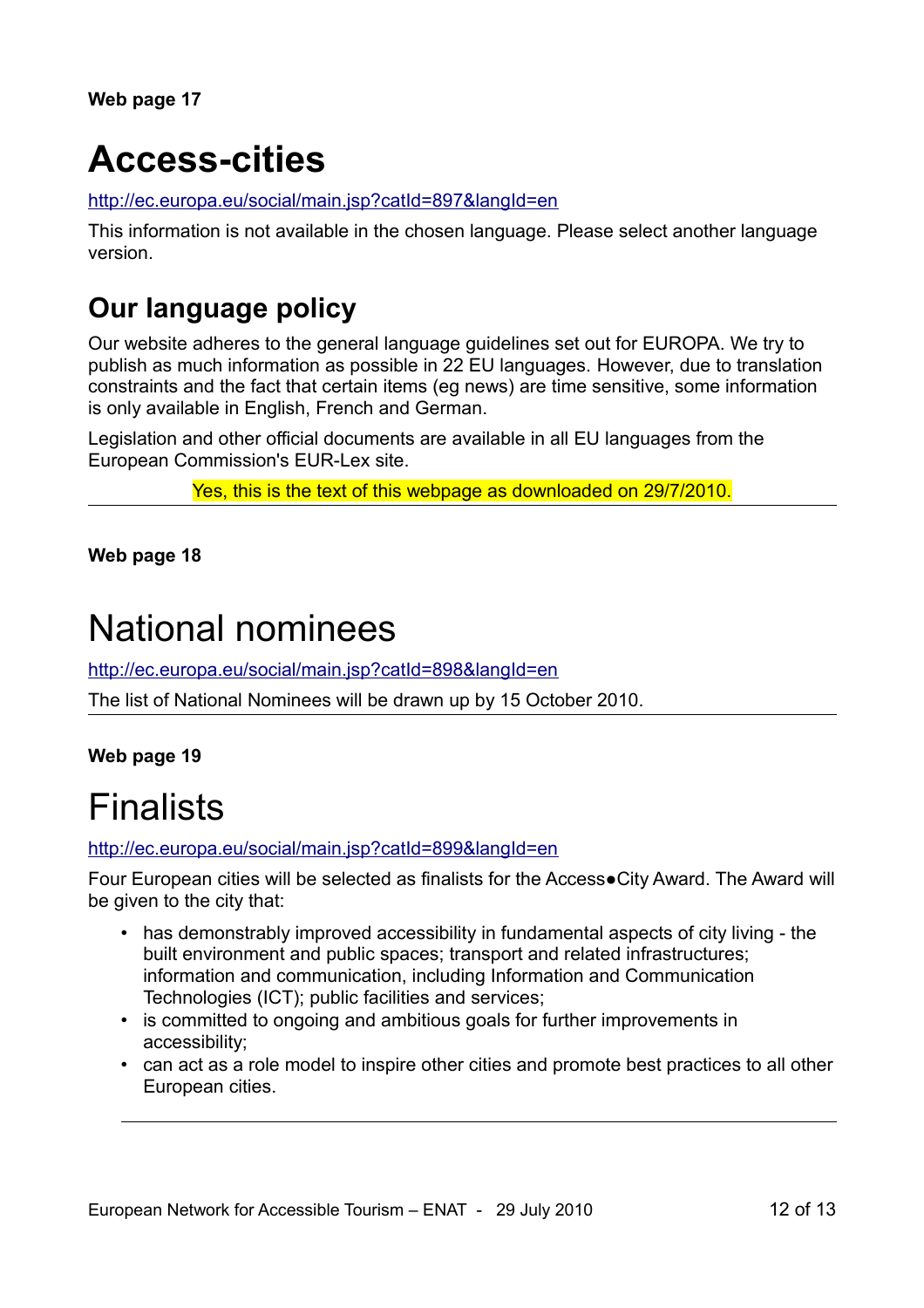**Web page 17**

# Access-cities

http://ec.europa.eu/social/main.jsp?catId=897&langId=en

This information is not available in the chosen language. Please select another language version.

## Our language policy

Our website adheres to the general language guidelines set out for EUROPA. We try to publish as much information as possible in 22 EU languages. However, due to translation constraints and the fact that certain items (eg news) are time sensitive, some information is only available in English, French and German.

Legislation and other official documents are available in all EU languages from the European Commission's EUR-Lex site.

Yes, this is the text of this webpage as downloaded on 29/7/2010.

---

**Web page 18**

# National nominees

http://ec.europa.eu/social/main.jsp?catId=898&langId=en

The list of National Nominees will be drawn up by 15 October 2010.

---

**Web page 19**

# Finalists

http://ec.europa.eu/social/main.jsp?catId=899&langId=en

Four European cities will be selected as finalists for the Access●City Award. The Award will be given to the city that:

- has demonstrably improved accessibility in fundamental aspects of city living - the built environment and public spaces; transport and related infrastructures; information and communication, including Information and Communication Technologies (ICT); public facilities and services;
- is committed to ongoing and ambitious goals for further improvements in accessibility;
- can act as a role model to inspire other cities and promote best practices to all other European cities.

---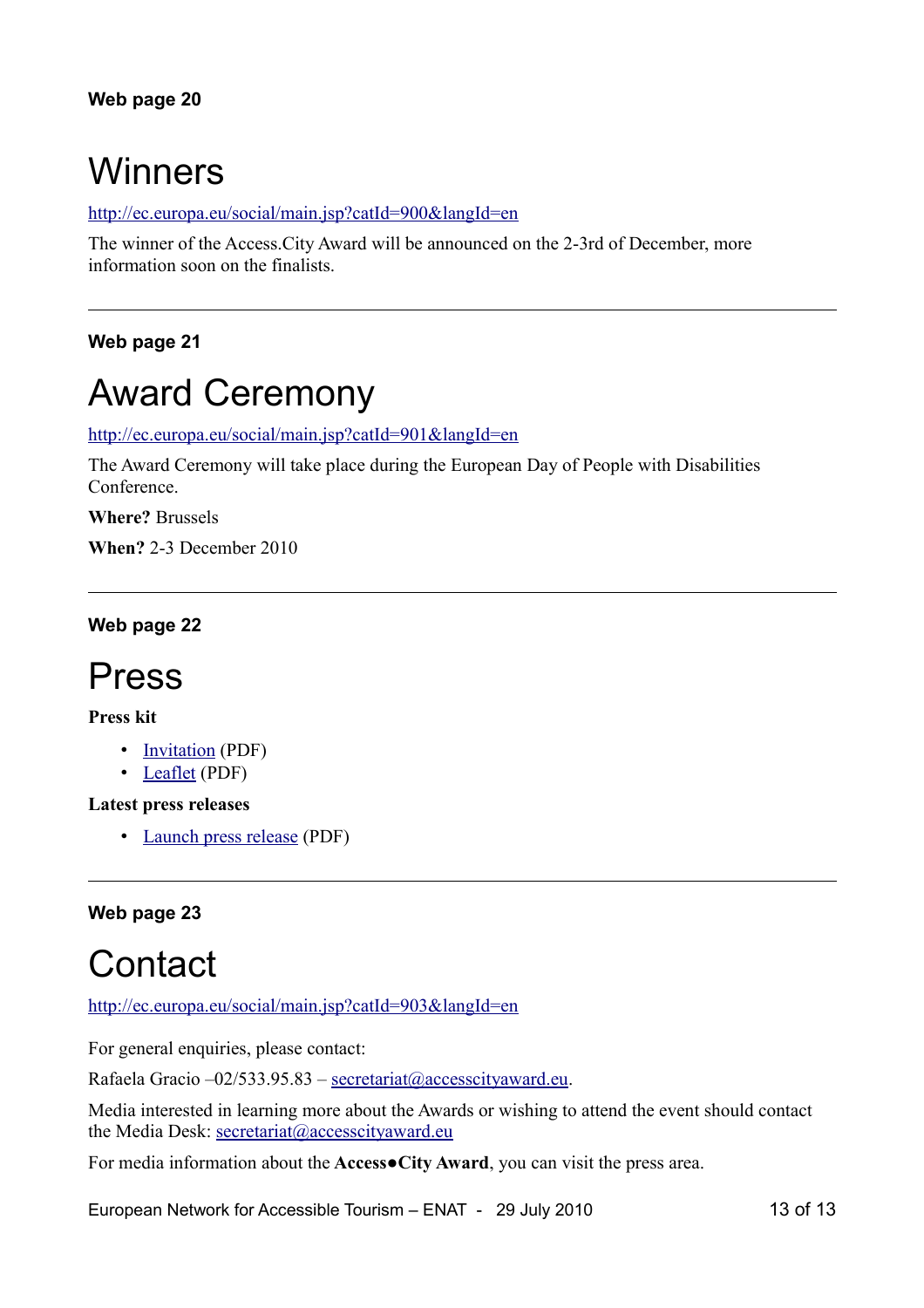**Web page 20**

# Winners

http://ec.europa.eu/social/main.jsp?catId=900&langId=en

The winner of the Access.City Award will be announced on the 2-3rd of December, more information soon on the finalists.

---

**Web page 21**

# Award Ceremony

http://ec.europa.eu/social/main.jsp?catId=901&langId=en

The Award Ceremony will take place during the European Day of People with Disabilities Conference.

**Where?** Brussels

**When?** 2-3 December 2010

---

**Web page 22**

# Press

**Press kit**

- Invitation (PDF)
- Leaflet (PDF)

**Latest press releases**

- Launch press release (PDF)

---

**Web page 23**

# Contact

http://ec.europa.eu/social/main.jsp?catId=903&langId=en

For general enquiries, please contact:

Rafaela Gracio –02/533.95.83 – secretariat@accesscityaward.eu.

Media interested in learning more about the Awards or wishing to attend the event should contact the Media Desk: secretariat@accesscityaward.eu

For media information about the **Access●City Award**, you can visit the press area.